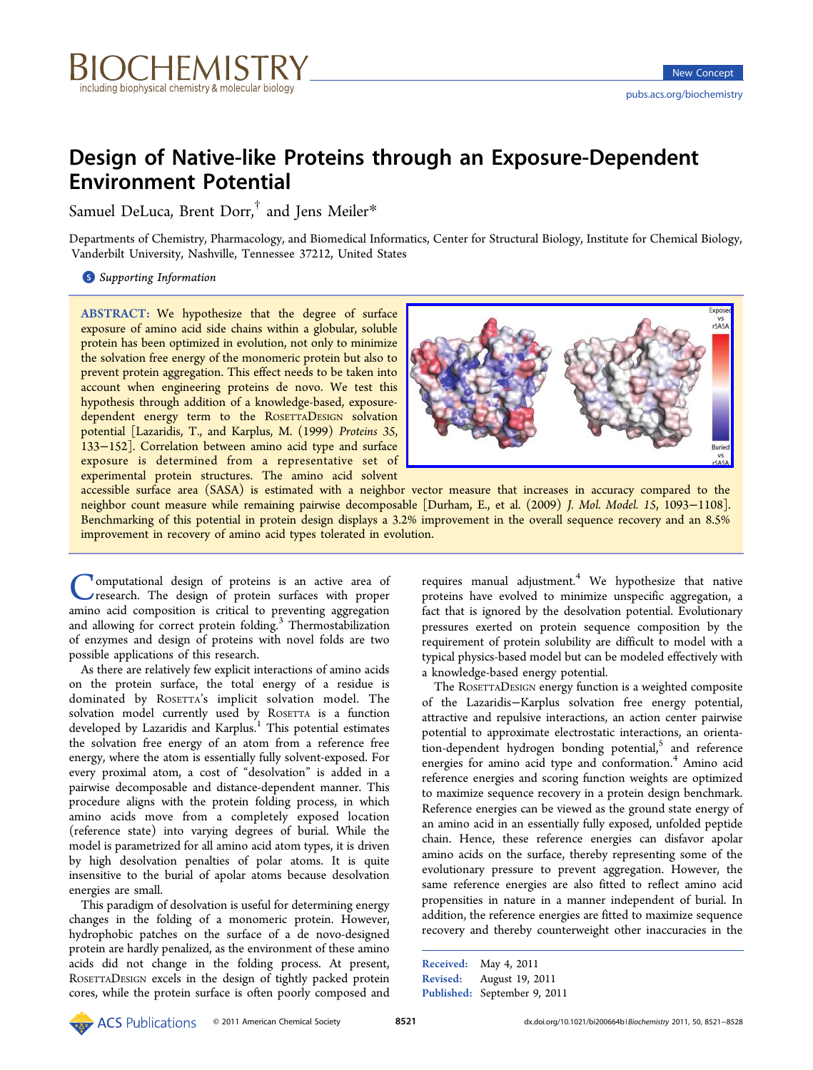New Concept

# Design of Native-like Proteins through an Exposure-Dependent Environment Potential

Samuel DeLuca, Brent Dorr,[†] and Jens Meiler*

Departments of Chemistry, Pharmacology, and Biomedical Informatics, Center for Structural Biology, Institute for Chemical Biology, Vanderbilt University, Nashville, Tennessee 37212, United States

Supporting Information

**ABSTRACT:** We hypothesize that the degree of surface exposure of amino acid side chains within a globular, soluble protein has been optimized in evolution, not only to minimize the solvation free energy of the monomeric protein but also to prevent protein aggregation. This effect needs to be taken into account when engineering proteins de novo. We test this hypothesis through addition of a knowledge-based, exposure-dependent energy term to the RosettaDesign solvation potential [Lazaridis, T., and Karplus, M. (1999) *Proteins 35*, 133−152]. Correlation between amino acid type and surface exposure is determined from a representative set of experimental protein structures. The amino acid solvent accessible surface area (SASA) is estimated with a neighbor vector measure that increases in accuracy compared to the neighbor count measure while remaining pairwise decomposable [Durham, E., et al. (2009) *J. Mol. Model. 15*, 1093−1108]. Benchmarking of this potential in protein design displays a 3.2% improvement in the overall sequence recovery and an 8.5% improvement in recovery of amino acid types tolerated in evolution.

Computational design of proteins is an active area of research. The design of protein surfaces with proper amino acid composition is critical to preventing aggregation and allowing for correct protein folding.[3] Thermostabilization of enzymes and design of proteins with novel folds are two possible applications of this research.

As there are relatively few explicit interactions of amino acids on the protein surface, the total energy of a residue is dominated by Rosetta's implicit solvation model. The solvation model currently used by Rosetta is a function developed by Lazaridis and Karplus.[1] This potential estimates the solvation free energy of an atom from a reference free energy, where the atom is essentially fully solvent-exposed. For every proximal atom, a cost of "desolvation" is added in a pairwise decomposable and distance-dependent manner. This procedure aligns with the protein folding process, in which amino acids move from a completely exposed location (reference state) into varying degrees of burial. While the model is parametrized for all amino acid atom types, it is driven by high desolvation penalties of polar atoms. It is quite insensitive to the burial of apolar atoms because desolvation energies are small.

This paradigm of desolvation is useful for determining energy changes in the folding of a monomeric protein. However, hydrophobic patches on the surface of a de novo-designed protein are hardly penalized, as the environment of these amino acids did not change in the folding process. At present, RosettaDesign excels in the design of tightly packed protein cores, while the protein surface is often poorly composed and requires manual adjustment.[4] We hypothesize that native proteins have evolved to minimize unspecific aggregation, a fact that is ignored by the desolvation potential. Evolutionary pressures exerted on protein sequence composition by the requirement of protein solubility are difficult to model with a typical physics-based model but can be modeled effectively with a knowledge-based energy potential.

The RosettaDesign energy function is a weighted composite of the Lazaridis−Karplus solvation free energy potential, attractive and repulsive interactions, an action center pairwise potential to approximate electrostatic interactions, an orientation-dependent hydrogen bonding potential,[5] and reference energies for amino acid type and conformation.[4] Amino acid reference energies and scoring function weights are optimized to maximize sequence recovery in a protein design benchmark. Reference energies can be viewed as the ground state energy of an amino acid in an essentially fully exposed, unfolded peptide chain. Hence, these reference energies can disfavor apolar amino acids on the surface, thereby representing some of the evolutionary pressure to prevent aggregation. However, the same reference energies are also fitted to reflect amino acid propensities in nature in a manner independent of burial. In addition, the reference energies are fitted to maximize sequence recovery and thereby counterweight other inaccuracies in the

Received: May 4, 2011
Revised: August 19, 2011
Published: September 9, 2011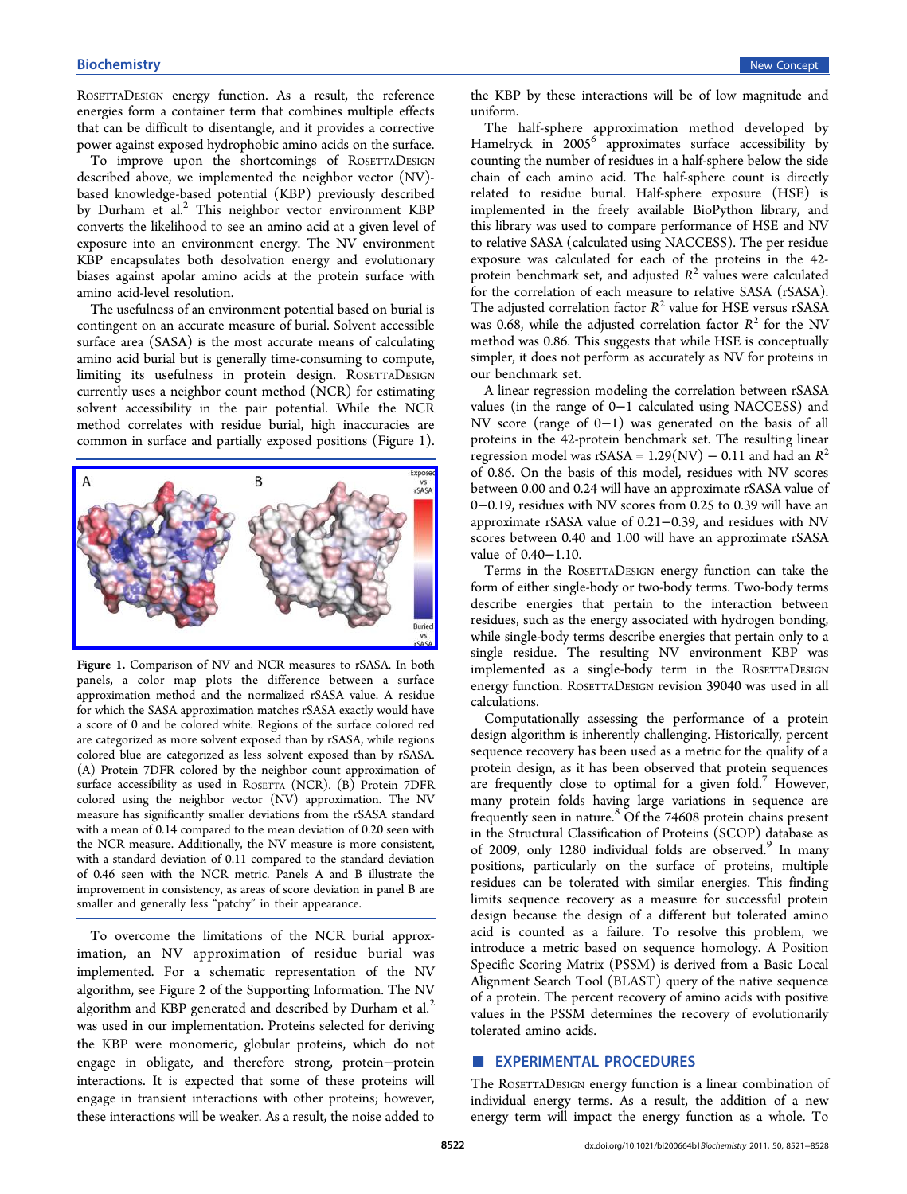RosettaDesign energy function. As a result, the reference energies form a container term that combines multiple effects that can be difficult to disentangle, and it provides a corrective power against exposed hydrophobic amino acids on the surface.

To improve upon the shortcomings of RosettaDesign described above, we implemented the neighbor vector (NV)-based knowledge-based potential (KBP) previously described by Durham et al.[2] This neighbor vector environment KBP converts the likelihood to see an amino acid at a given level of exposure into an environment energy. The NV environment KBP encapsulates both desolvation energy and evolutionary biases against apolar amino acids at the protein surface with amino acid-level resolution.

The usefulness of an environment potential based on burial is contingent on an accurate measure of burial. Solvent accessible surface area (SASA) is the most accurate means of calculating amino acid burial but is generally time-consuming to compute, limiting its usefulness in protein design. RosettaDesign currently uses a neighbor count method (NCR) for estimating solvent accessibility in the pair potential. While the NCR method correlates with residue burial, high inaccuracies are common in surface and partially exposed positions (Figure 1).

**Figure 1.** Comparison of NV and NCR measures to rSASA. In both panels, a color map plots the difference between a surface approximation method and the normalized rSASA value. A residue for which the SASA approximation matches rSASA exactly would have a score of 0 and be colored white. Regions of the surface colored red are categorized as more solvent exposed than by rSASA, while regions colored blue are categorized as less solvent exposed than by rSASA. (A) Protein 7DFR colored by the neighbor count approximation of surface accessibility as used in Rosetta (NCR). (B) Protein 7DFR colored using the neighbor vector (NV) approximation. The NV measure has significantly smaller deviations from the rSASA standard with a mean of 0.14 compared to the mean deviation of 0.20 seen with the NCR measure. Additionally, the NV measure is more consistent, with a standard deviation of 0.11 compared to the standard deviation of 0.46 seen with the NCR metric. Panels A and B illustrate the improvement in consistency, as areas of score deviation in panel B are smaller and generally less "patchy" in their appearance.

To overcome the limitations of the NCR burial approximation, an NV approximation of residue burial was implemented. For a schematic representation of the NV algorithm, see Figure 2 of the Supporting Information. The NV algorithm and KBP generated and described by Durham et al.[2] was used in our implementation. Proteins selected for deriving the KBP were monomeric, globular proteins, which do not engage in obligate, and therefore strong, protein–protein interactions. It is expected that some of these proteins will engage in transient interactions with other proteins; however, these interactions will be weaker. As a result, the noise added to the KBP by these interactions will be of low magnitude and uniform.

The half-sphere approximation method developed by Hamelryck in 2005[6] approximates surface accessibility by counting the number of residues in a half-sphere below the side chain of each amino acid. The half-sphere count is directly related to residue burial. Half-sphere exposure (HSE) is implemented in the freely available BioPython library, and this library was used to compare performance of HSE and NV to relative SASA (calculated using NACCESS). The per residue exposure was calculated for each of the proteins in the 42-protein benchmark set, and adjusted $R^2$ values were calculated for the correlation of each measure to relative SASA (rSASA). The adjusted correlation factor $R^2$ value for HSE versus rSASA was 0.68, while the adjusted correlation factor $R^2$ for the NV method was 0.86. This suggests that while HSE is conceptually simpler, it does not perform as accurately as NV for proteins in our benchmark set.

A linear regression modeling the correlation between rSASA values (in the range of 0–1 calculated using NACCESS) and NV score (range of 0–1) was generated on the basis of all proteins in the 42-protein benchmark set. The resulting linear regression model was rSASA = 1.29(NV) − 0.11 and had an $R^2$ of 0.86. On the basis of this model, residues with NV scores between 0.00 and 0.24 will have an approximate rSASA value of 0–0.19, residues with NV scores from 0.25 to 0.39 will have an approximate rSASA value of 0.21–0.39, and residues with NV scores between 0.40 and 1.00 will have an approximate rSASA value of 0.40–1.10.

Terms in the RosettaDesign energy function can take the form of either single-body or two-body terms. Two-body terms describe energies that pertain to the interaction between residues, such as the energy associated with hydrogen bonding, while single-body terms describe energies that pertain only to a single residue. The resulting NV environment KBP was implemented as a single-body term in the RosettaDesign energy function. RosettaDesign revision 39040 was used in all calculations.

Computationally assessing the performance of a protein design algorithm is inherently challenging. Historically, percent sequence recovery has been used as a metric for the quality of a protein design, as it has been observed that protein sequences are frequently close to optimal for a given fold.[7] However, many protein folds having large variations in sequence are frequently seen in nature.[8] Of the 74608 protein chains present in the Structural Classification of Proteins (SCOP) database as of 2009, only 1280 individual folds are observed.[9] In many positions, particularly on the surface of proteins, multiple residues can be tolerated with similar energies. This finding limits sequence recovery as a measure for successful protein design because the design of a different but tolerated amino acid is counted as a failure. To resolve this problem, we introduce a metric based on sequence homology. A Position Specific Scoring Matrix (PSSM) is derived from a Basic Local Alignment Search Tool (BLAST) query of the native sequence of a protein. The percent recovery of amino acids with positive values in the PSSM determines the recovery of evolutionarily tolerated amino acids.

## EXPERIMENTAL PROCEDURES

The RosettaDesign energy function is a linear combination of individual energy terms. As a result, the addition of a new energy term will impact the energy function as a whole. To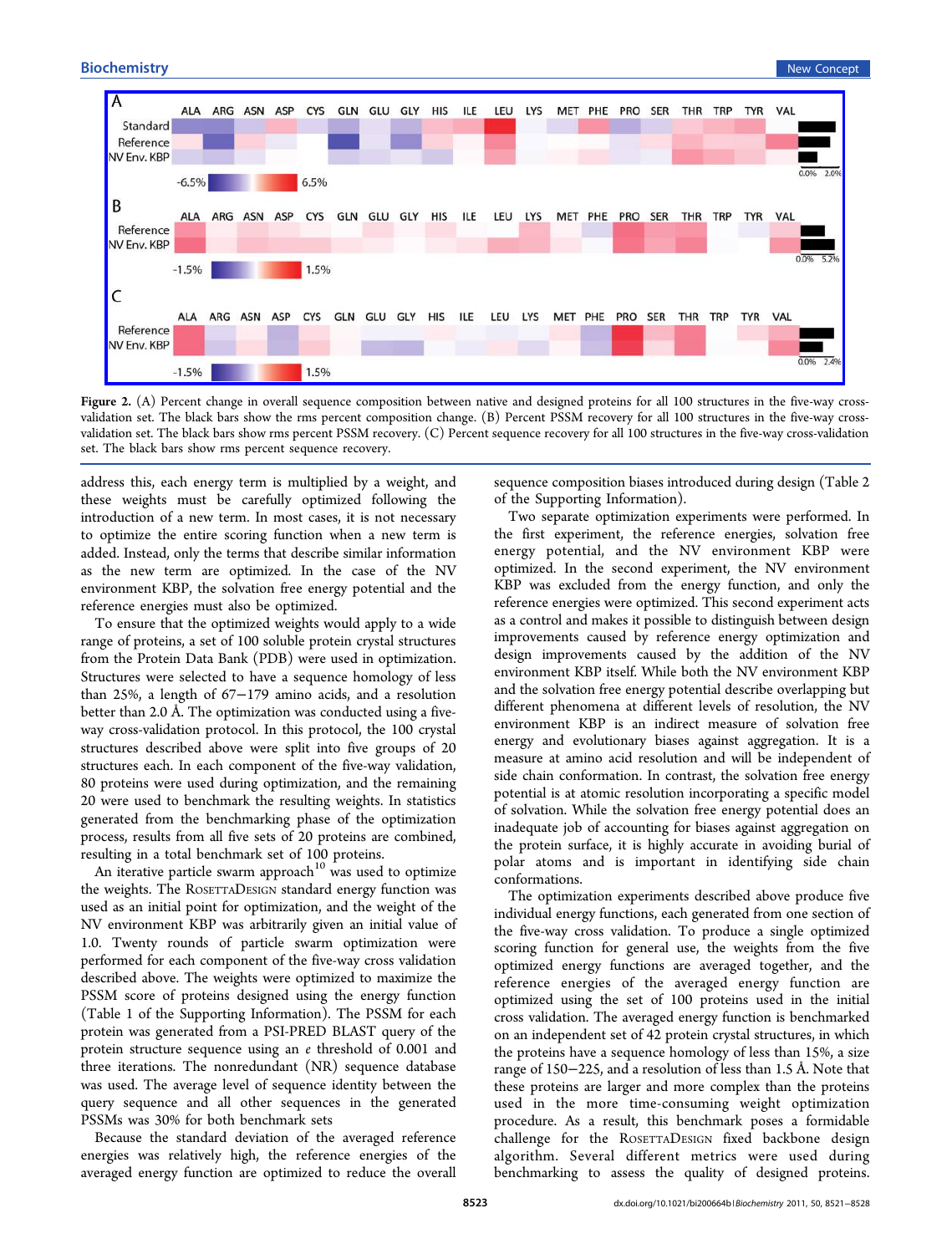A

ALA ARG ASN ASP CYS GLN GLU GLY HIS ILE LEU LYS MET PHE PRO SER THR TRP TYR VAL

Standard

Reference

NV Env. KBP

-6.5%

6.5%

0.0% 2.0%

B

ALA ARG ASN ASP CYS GLN GLU GLY HIS ILE LEU LYS MET PHE PRO SER THR TRP TYR VAL

Reference

NV Env. KBP

-1.5%

1.5%

0.0% 5.2%

C

ALA ARG ASN ASP CYS GLN GLU GLY HIS ILE LEU LYS MET PHE PRO SER THR TRP TYR VAL

Reference

NV Env. KBP

-1.5%

1.5%

0.0% 2.4%

**Figure 2.** (A) Percent change in overall sequence composition between native and designed proteins for all 100 structures in the five-way cross-validation set. The black bars show the rms percent composition change. (B) Percent PSSM recovery for all 100 structures in the five-way cross-validation set. The black bars show rms percent PSSM recovery. (C) Percent sequence recovery for all 100 structures in the five-way cross-validation set. The black bars show rms percent sequence recovery.

address this, each energy term is multiplied by a weight, and these weights must be carefully optimized following the introduction of a new term. In most cases, it is not necessary to optimize the entire scoring function when a new term is added. Instead, only the terms that describe similar information as the new term are optimized. In the case of the NV environment KBP, the solvation free energy potential and the reference energies must also be optimized.

To ensure that the optimized weights would apply to a wide range of proteins, a set of 100 soluble protein crystal structures from the Protein Data Bank (PDB) were used in optimization. Structures were selected to have a sequence homology of less than 25%, a length of 67−179 amino acids, and a resolution better than 2.0 Å. The optimization was conducted using a five-way cross-validation protocol. In this protocol, the 100 crystal structures described above were split into five groups of 20 structures each. In each component of the five-way validation, 80 proteins were used during optimization, and the remaining 20 were used to benchmark the resulting weights. In statistics generated from the benchmarking phase of the optimization process, results from all five sets of 20 proteins are combined, resulting in a total benchmark set of 100 proteins.

An iterative particle swarm approach[10] was used to optimize the weights. The RosettaDesign standard energy function was used as an initial point for optimization, and the weight of the NV environment KBP was arbitrarily given an initial value of 1.0. Twenty rounds of particle swarm optimization were performed for each component of the five-way cross validation described above. The weights were optimized to maximize the PSSM score of proteins designed using the energy function (Table 1 of the Supporting Information). The PSSM for each protein was generated from a PSI-PRED BLAST query of the protein structure sequence using an $e$ threshold of 0.001 and three iterations. The nonredundant (NR) sequence database was used. The average level of sequence identity between the query sequence and all other sequences in the generated PSSMs was 30% for both benchmark sets

Because the standard deviation of the averaged reference energies was relatively high, the reference energies of the averaged energy function are optimized to reduce the overall sequence composition biases introduced during design (Table 2 of the Supporting Information).

Two separate optimization experiments were performed. In the first experiment, the reference energies, solvation free energy potential, and the NV environment KBP were optimized. In the second experiment, the NV environment KBP was excluded from the energy function, and only the reference energies were optimized. This second experiment acts as a control and makes it possible to distinguish between design improvements caused by reference energy optimization and design improvements caused by the addition of the NV environment KBP itself. While both the NV environment KBP and the solvation free energy potential describe overlapping but different phenomena at different levels of resolution, the NV environment KBP is an indirect measure of solvation free energy and evolutionary biases against aggregation. It is a measure at amino acid resolution and will be independent of side chain conformation. In contrast, the solvation free energy potential is at atomic resolution incorporating a specific model of solvation. While the solvation free energy potential does an inadequate job of accounting for biases against aggregation on the protein surface, it is highly accurate in avoiding burial of polar atoms and is important in identifying side chain conformations.

The optimization experiments described above produce five individual energy functions, each generated from one section of the five-way cross validation. To produce a single optimized scoring function for general use, the weights from the five optimized energy functions are averaged together, and the reference energies of the averaged energy function are optimized using the set of 100 proteins used in the initial cross validation. The averaged energy function is benchmarked on an independent set of 42 protein crystal structures, in which the proteins have a sequence homology of less than 15%, a size range of 150−225, and a resolution of less than 1.5 Å. Note that these proteins are larger and more complex than the proteins used in the more time-consuming weight optimization procedure. As a result, this benchmark poses a formidable challenge for the RosettaDesign fixed backbone design algorithm. Several different metrics were used during benchmarking to assess the quality of designed proteins.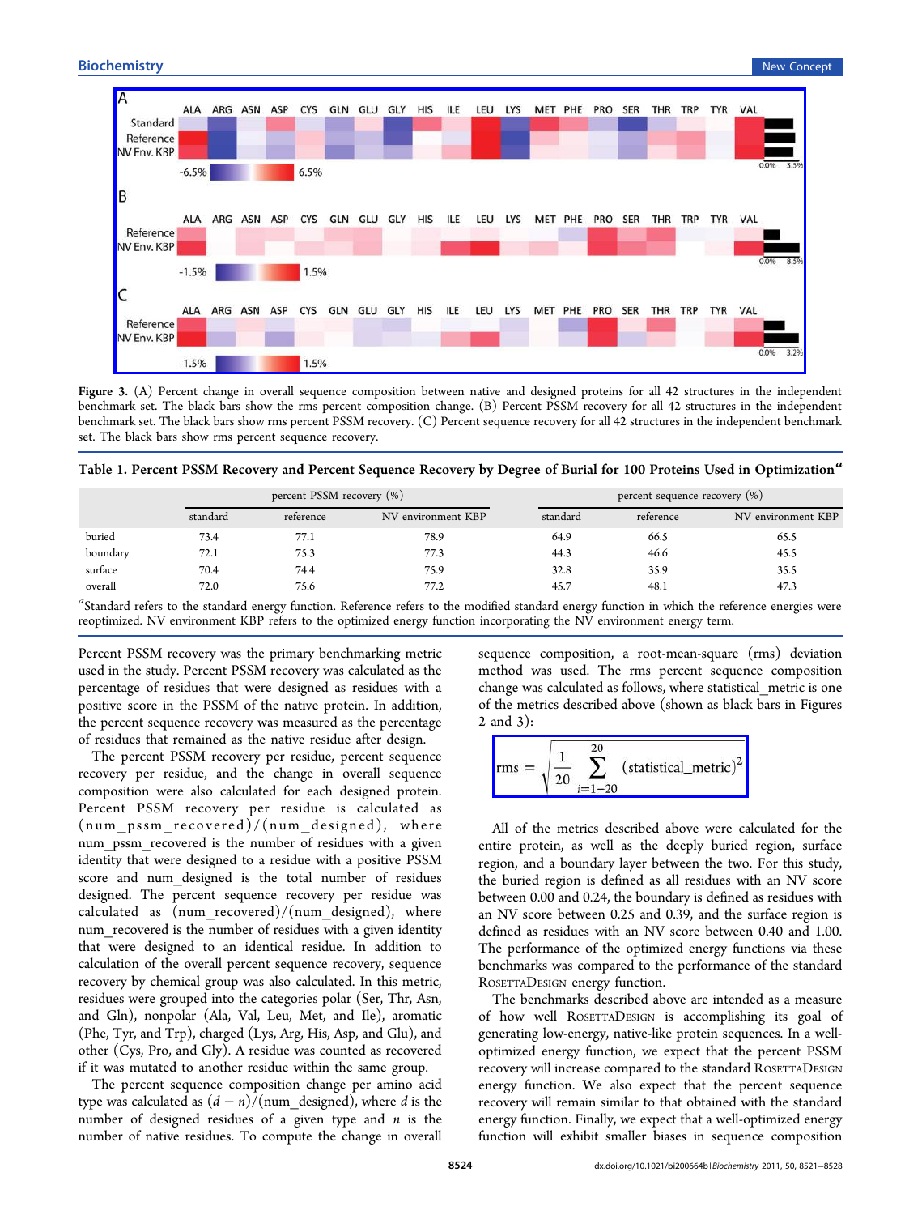**Figure 3.** (A) Percent change in overall sequence composition between native and designed proteins for all 42 structures in the independent benchmark set. The black bars show the rms percent composition change. (B) Percent PSSM recovery for all 42 structures in the independent benchmark set. The black bars show rms percent PSSM recovery. (C) Percent sequence recovery for all 42 structures in the independent benchmark set. The black bars show rms percent sequence recovery.

**Table 1. Percent PSSM Recovery and Percent Sequence Recovery by Degree of Burial for 100 Proteins Used in Optimization**[a]

| | percent PSSM recovery (%) | | | percent sequence recovery (%) | | |
|---|---|---|---|---|---|---|
| | standard | reference | NV environment KBP | standard | reference | NV environment KBP |
| buried | 73.4 | 77.1 | 78.9 | 64.9 | 66.5 | 65.5 |
| boundary | 72.1 | 75.3 | 77.3 | 44.3 | 46.6 | 45.5 |
| surface | 70.4 | 74.4 | 75.9 | 32.8 | 35.9 | 35.5 |
| overall | 72.0 | 75.6 | 77.2 | 45.7 | 48.1 | 47.3 |

[a]Standard refers to the standard energy function. Reference refers to the modified standard energy function in which the reference energies were reoptimized. NV environment KBP refers to the optimized energy function incorporating the NV environment energy term.

Percent PSSM recovery was the primary benchmarking metric used in the study. Percent PSSM recovery was calculated as the percentage of residues that were designed as residues with a positive score in the PSSM of the native protein. In addition, the percent sequence recovery was measured as the percentage of residues that remained as the native residue after design.

The percent PSSM recovery per residue, percent sequence recovery per residue, and the change in overall sequence composition were also calculated for each designed protein. Percent PSSM recovery per residue is calculated as (num_pssm_recovered)/(num_designed), where num_pssm_recovered is the number of residues with a given identity that were designed to a residue with a positive PSSM score and num_designed is the total number of residues designed. The percent sequence recovery per residue was calculated as (num_recovered)/(num_designed), where num_recovered is the number of residues with a given identity that were designed to an identical residue. In addition to calculation of the overall percent sequence recovery, sequence recovery by chemical group was also calculated. In this metric, residues were grouped into the categories polar (Ser, Thr, Asn, and Gln), nonpolar (Ala, Val, Leu, Met, and Ile), aromatic (Phe, Tyr, and Trp), charged (Lys, Arg, His, Asp, and Glu), and other (Cys, Pro, and Gly). A residue was counted as recovered if it was mutated to another residue within the same group.

The percent sequence composition change per amino acid type was calculated as $(d - n)/(\text{num\_designed})$, where $d$ is the number of designed residues of a given type and $n$ is the number of native residues. To compute the change in overall sequence composition, a root-mean-square (rms) deviation method was used. The rms percent sequence composition change was calculated as follows, where statistical_metric is one of the metrics described above (shown as black bars in Figures 2 and 3):

$$\text{rms} = \sqrt{\frac{1}{20}\sum_{i=1-20}^{20}(\text{statistical\_metric})^2}$$

All of the metrics described above were calculated for the entire protein, as well as the deeply buried region, surface region, and a boundary layer between the two. For this study, the buried region is defined as all residues with an NV score between 0.00 and 0.24, the boundary is defined as residues with an NV score between 0.25 and 0.39, and the surface region is defined as residues with an NV score between 0.40 and 1.00. The performance of the optimized energy functions via these benchmarks was compared to the performance of the standard RosettaDesign energy function.

The benchmarks described above are intended as a measure of how well RosettaDesign is accomplishing its goal of generating low-energy, native-like protein sequences. In a well-optimized energy function, we expect that the percent PSSM recovery will increase compared to the standard RosettaDesign energy function. We also expect that the percent sequence recovery will remain similar to that obtained with the standard energy function. Finally, we expect that a well-optimized energy function will exhibit smaller biases in sequence composition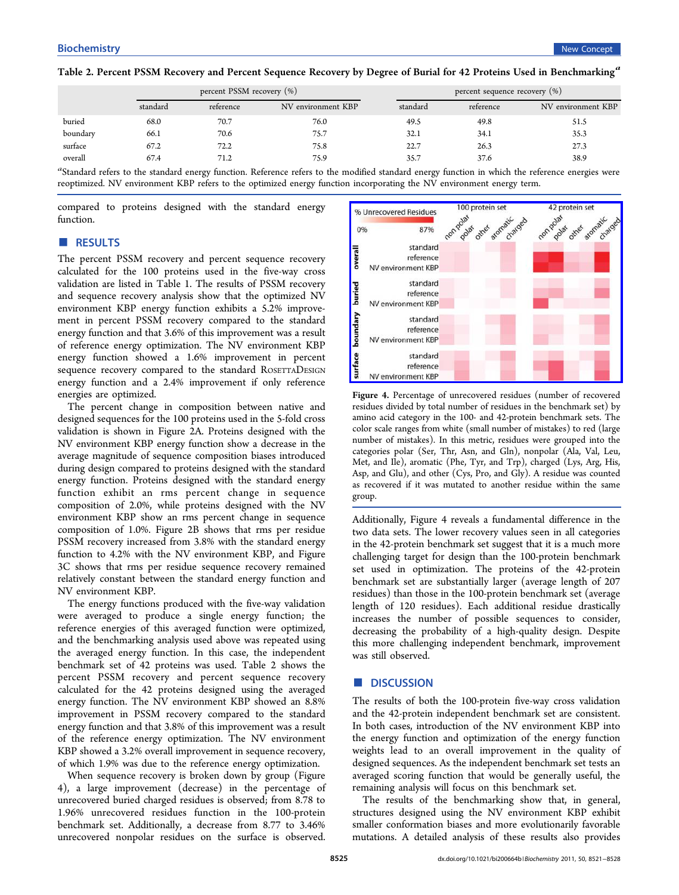Table 2. Percent PSSM Recovery and Percent Sequence Recovery by Degree of Burial for 42 Proteins Used in Benchmarking[a]

| | percent PSSM recovery (%) | | | percent sequence recovery (%) | | |
|---|---|---|---|---|---|---|
| | standard | reference | NV environment KBP | standard | reference | NV environment KBP |
| buried | 68.0 | 70.7 | 76.0 | 49.5 | 49.8 | 51.5 |
| boundary | 66.1 | 70.6 | 75.7 | 32.1 | 34.1 | 35.3 |
| surface | 67.2 | 72.2 | 75.8 | 22.7 | 26.3 | 27.3 |
| overall | 67.4 | 71.2 | 75.9 | 35.7 | 37.6 | 38.9 |

[a]Standard refers to the standard energy function. Reference refers to the modified standard energy function in which the reference energies were reoptimized. NV environment KBP refers to the optimized energy function incorporating the NV environment energy term.

compared to proteins designed with the standard energy function.

## RESULTS

The percent PSSM recovery and percent sequence recovery calculated for the 100 proteins used in the five-fold cross validation are listed in Table 1. The results of PSSM recovery and sequence recovery analysis show that the optimized NV environment KBP energy function exhibits a 5.2% improvement in percent PSSM recovery compared to the standard energy function and that 3.6% of this improvement was a result of reference energy optimization. The NV environment KBP energy function showed a 1.6% improvement in percent sequence recovery compared to the standard RosettaDesign energy function and a 2.4% improvement if only reference energies are optimized.

The percent change in composition between native and designed sequences for the 100 proteins used in the 5-fold cross validation is shown in Figure 2A. Proteins designed with the NV environment KBP energy function show a decrease in the average magnitude of sequence composition biases introduced during design compared to proteins designed with the standard energy function. Proteins designed with the standard energy function exhibit an rms percent change in sequence composition of 2.0%, while proteins designed with the NV environment KBP show an rms percent change in sequence composition of 1.0%. Figure 2B shows that rms per residue PSSM recovery increased from 3.8% with the standard energy function to 4.2% with the NV environment KBP, and Figure 3C shows that rms per residue sequence recovery remained relatively constant between the standard energy function and NV environment KBP.

The energy functions produced with the five-way validation were averaged to produce a single energy function; the reference energies of this averaged function were optimized, and the benchmarking analysis used above was repeated using the averaged energy function. In this case, the independent benchmark set of 42 proteins was used. Table 2 shows the percent PSSM recovery and percent sequence recovery calculated for the 42 proteins designed using the averaged energy function. The NV environment KBP showed an 8.8% improvement in PSSM recovery compared to the standard energy function and that 3.8% of this improvement was a result of the reference energy optimization. The NV environment KBP showed a 3.2% overall improvement in sequence recovery, of which 1.9% was due to the reference energy optimization.

When sequence recovery is broken down by group (Figure 4), a large improvement (decrease) in the percentage of unrecovered buried charged residues is observed; from 8.78 to 1.96% unrecovered residues function in the 100-protein benchmark set. Additionally, a decrease from 8.77 to 3.46% unrecovered nonpolar residues on the surface is observed.

Figure 4. Percentage of unrecovered residues (number of recovered residues divided by total number of residues in the benchmark set) by amino acid category in the 100- and 42-protein benchmark sets. The color scale ranges from white (small number of mistakes) to red (large number of mistakes). In this metric, residues were grouped into the categories polar (Ser, Thr, Asn, and Gln), nonpolar (Ala, Val, Leu, Met, and Ile), aromatic (Phe, Tyr, and Trp), charged (Lys, Arg, His, Asp, and Glu), and other (Cys, Pro, and Gly). A residue was counted as recovered if it was mutated to another residue within the same group.

Additionally, Figure 4 reveals a fundamental difference in the two data sets. The lower recovery values seen in all categories in the 42-protein benchmark set suggest that it is a much more challenging target for design than the 100-protein benchmark set used in optimization. The proteins of the 42-protein benchmark set are substantially larger (average length of 207 residues) than those in the 100-protein benchmark set (average length of 120 residues). Each additional residue drastically increases the number of possible sequences to consider, decreasing the probability of a high-quality design. Despite this more challenging independent benchmark, improvement was still observed.

## DISCUSSION

The results of both the 100-protein five-way cross validation and the 42-protein independent benchmark set are consistent. In both cases, introduction of the NV environment KBP into the energy function and optimization of the energy function weights lead to an overall improvement in the quality of designed sequences. As the independent benchmark set tests an averaged scoring function that would be generally useful, the remaining analysis will focus on this benchmark set.

The results of the benchmarking show that, in general, structures designed using the NV environment KBP exhibit smaller conformation biases and more evolutionarily favorable mutations. A detailed analysis of these results also provides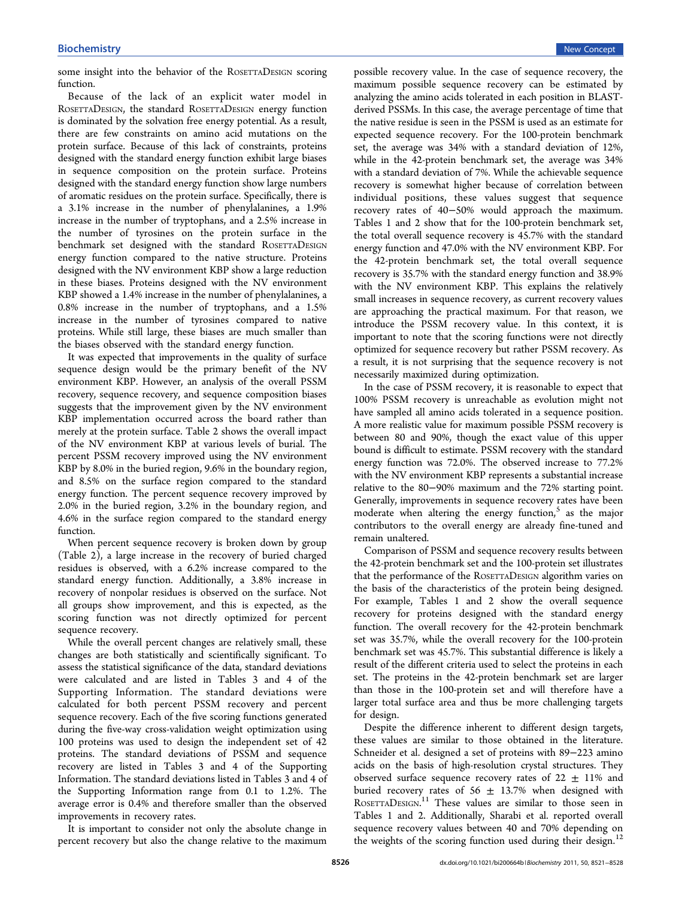some insight into the behavior of the RosettaDesign scoring function.

Because of the lack of an explicit water model in RosettaDesign, the standard RosettaDesign energy function is dominated by the solvation free energy potential. As a result, there are few constraints on amino acid mutations on the protein surface. Because of this lack of constraints, proteins designed with the standard energy function exhibit large biases in sequence composition on the protein surface. Proteins designed with the standard energy function show large numbers of aromatic residues on the protein surface. Specifically, there is a 3.1% increase in the number of phenylalanines, a 1.9% increase in the number of tryptophans, and a 2.5% increase in the number of tyrosines on the protein surface in the benchmark set designed with the standard RosettaDesign energy function compared to the native structure. Proteins designed with the NV environment KBP show a large reduction in these biases. Proteins designed with the NV environment KBP showed a 1.4% increase in the number of phenylalanines, a 0.8% increase in the number of tryptophans, and a 1.5% increase in the number of tyrosines compared to native proteins. While still large, these biases are much smaller than the biases observed with the standard energy function.

It was expected that improvements in the quality of surface sequence design would be the primary benefit of the NV environment KBP. However, an analysis of the overall PSSM recovery, sequence recovery, and sequence composition biases suggests that the improvement given by the NV environment KBP implementation occurred across the board rather than merely at the protein surface. Table 2 shows the overall impact of the NV environment KBP at various levels of burial. The percent PSSM recovery improved using the NV environment KBP by 8.0% in the buried region, 9.6% in the boundary region, and 8.5% on the surface region compared to the standard energy function. The percent sequence recovery improved by 2.0% in the buried region, 3.2% in the boundary region, and 4.6% in the surface region compared to the standard energy function.

When percent sequence recovery is broken down by group (Table 2), a large increase in the recovery of buried charged residues is observed, with a 6.2% increase compared to the standard energy function. Additionally, a 3.8% increase in recovery of nonpolar residues is observed on the surface. Not all groups show improvement, and this is expected, as the scoring function was not directly optimized for percent sequence recovery.

While the overall percent changes are relatively small, these changes are both statistically and scientifically significant. To assess the statistical significance of the data, standard deviations were calculated and are listed in Tables 3 and 4 of the Supporting Information. The standard deviations were calculated for both percent PSSM recovery and percent sequence recovery. Each of the five scoring functions generated during the five-way cross-validation weight optimization using 100 proteins was used to design the independent set of 42 proteins. The standard deviations of PSSM and sequence recovery are listed in Tables 3 and 4 of the Supporting Information. The standard deviations listed in Tables 3 and 4 of the Supporting Information range from 0.1 to 1.2%. The average error is 0.4% and therefore smaller than the observed improvements in recovery rates.

It is important to consider not only the absolute change in percent recovery but also the change relative to the maximum possible recovery value. In the case of sequence recovery, the maximum possible sequence recovery can be estimated by analyzing the amino acids tolerated in each position in BLAST-derived PSSMs. In this case, the average percentage of time that the native residue is seen in the PSSM is used as an estimate for expected sequence recovery. For the 100-protein benchmark set, the average was 34% with a standard deviation of 12%, while in the 42-protein benchmark set, the average was 34% with a standard deviation of 7%. While the achievable sequence recovery is somewhat higher because of correlation between individual positions, these values suggest that sequence recovery rates of 40−50% would approach the maximum. Tables 1 and 2 show that for the 100-protein benchmark set, the total overall sequence recovery is 45.7% with the standard energy function and 47.0% with the NV environment KBP. For the 42-protein benchmark set, the total overall sequence recovery is 35.7% with the standard energy function and 38.9% with the NV environment KBP. This explains the relatively small increases in sequence recovery, as current recovery values are approaching the practical maximum. For that reason, we introduce the PSSM recovery value. In this context, it is important to note that the scoring functions were not directly optimized for sequence recovery but rather PSSM recovery. As a result, it is not surprising that the sequence recovery is not necessarily maximized during optimization.

In the case of PSSM recovery, it is reasonable to expect that 100% PSSM recovery is unreachable as evolution might not have sampled all amino acids tolerated in a sequence position. A more realistic value for maximum possible PSSM recovery is between 80 and 90%, though the exact value of this upper bound is difficult to estimate. PSSM recovery with the standard energy function was 72.0%. The observed increase to 77.2% with the NV environment KBP represents a substantial increase relative to the 80−90% maximum and the 72% starting point. Generally, improvements in sequence recovery rates have been moderate when altering the energy function,[5] as the major contributors to the overall energy are already fine-tuned and remain unaltered.

Comparison of PSSM and sequence recovery results between the 42-protein benchmark set and the 100-protein set illustrates that the performance of the RosettaDesign algorithm varies on the basis of the characteristics of the protein being designed. For example, Tables 1 and 2 show the overall sequence recovery for proteins designed with the standard energy function. The overall recovery for the 42-protein benchmark set was 35.7%, while the overall recovery for the 100-protein benchmark set was 45.7%. This substantial difference is likely a result of the different criteria used to select the proteins in each set. The proteins in the 42-protein benchmark set are larger than those in the 100-protein set and will therefore have a larger total surface area and thus be more challenging targets for design.

Despite the difference inherent to different design targets, these values are similar to those obtained in the literature. Schneider et al. designed a set of proteins with 89−223 amino acids on the basis of high-resolution crystal structures. They observed surface sequence recovery rates of 22 ± 11% and buried recovery rates of 56 ± 13.7% when designed with RosettaDesign.[11] These values are similar to those seen in Tables 1 and 2. Additionally, Sharabi et al. reported overall sequence recovery values between 40 and 70% depending on the weights of the scoring function used during their design.[12]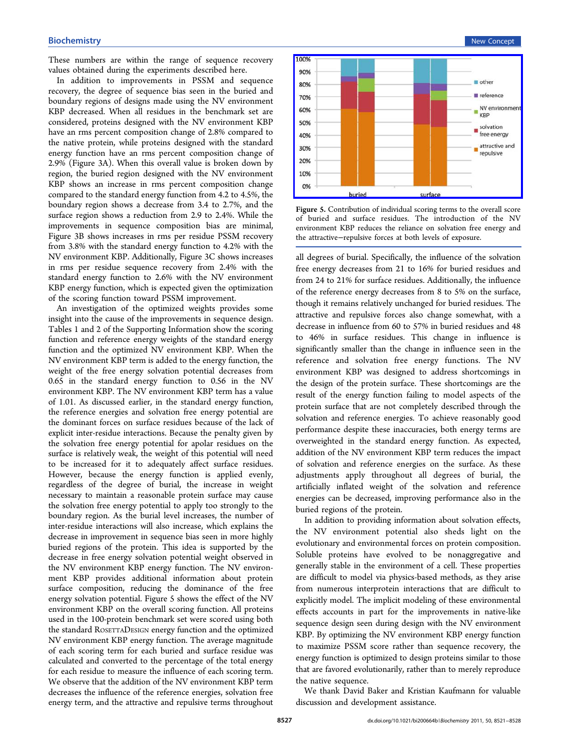These numbers are within the range of sequence recovery values obtained during the experiments described here.

In addition to improvements in PSSM and sequence recovery, the degree of sequence bias seen in the buried and boundary regions of designs made using the NV environment KBP decreased. When all residues in the benchmark set are considered, proteins designed with the NV environment KBP have an rms percent composition change of 2.8% compared to the native protein, while proteins designed with the standard energy function have an rms percent composition change of 2.9% (Figure 3A). When this overall value is broken down by region, the buried region designed with the NV environment KBP shows an increase in rms percent composition change compared to the standard energy function from 4.2 to 4.5%, the boundary region shows a decrease from 3.4 to 2.7%, and the surface region shows a reduction from 2.9 to 2.4%. While the improvements in sequence composition bias are minimal, Figure 3B shows increases in rms per residue PSSM recovery from 3.8% with the standard energy function to 4.2% with the NV environment KBP. Additionally, Figure 3C shows increases in rms per residue sequence recovery from 2.4% with the standard energy function to 2.6% with the NV environment KBP energy function, which is expected given the optimization of the scoring function toward PSSM improvement.

An investigation of the optimized weights provides some insight into the cause of the improvements in sequence design. Tables 1 and 2 of the Supporting Information show the scoring function and reference energy weights of the standard energy function and the optimized NV environment KBP. When the NV environment KBP term is added to the energy function, the weight of the free energy solvation potential decreases from 0.65 in the standard energy function to 0.56 in the NV environment KBP. The NV environment KBP term has a value of 1.01. As discussed earlier, in the standard energy function, the reference energies and solvation free energy potential are the dominant forces on surface residues because of the lack of explicit inter-residue interactions. Because the penalty given by the solvation free energy potential for apolar residues on the surface is relatively weak, the weight of this potential will need to be increased for it to adequately affect surface residues. However, because the energy function is applied evenly, regardless of the degree of burial, the increase in weight necessary to maintain a reasonable protein surface may cause the solvation free energy potential to apply too strongly to the boundary region. As the burial level increases, the number of inter-residue interactions will also increase, which explains the decrease in improvement in sequence bias seen in more highly buried regions of the protein. This idea is supported by the decrease in free energy solvation potential weight observed in the NV environment KBP energy function. The NV environment KBP provides additional information about protein surface composition, reducing the dominance of the free energy solvation potential. Figure 5 shows the effect of the NV environment KBP on the overall scoring function. All proteins used in the 100-protein benchmark set were scored using both the standard RosettaDesign energy function and the optimized NV environment KBP energy function. The average magnitude of each scoring term for each buried and surface residue was calculated and converted to the percentage of the total energy for each residue to measure the influence of each scoring term. We observe that the addition of the NV environment KBP term decreases the influence of the reference energies, solvation free energy term, and the attractive and repulsive terms throughout all degrees of burial. Specifically, the influence of the solvation free energy decreases from 21 to 16% for buried residues and from 24 to 21% for surface residues. Additionally, the influence of the reference energy decreases from 8 to 5% on the surface, though it remains relatively unchanged for buried residues. The attractive and repulsive forces also change somewhat, with a decrease in influence from 60 to 57% in buried residues and 48 to 46% in surface residues. This change in influence is significantly smaller than the change in influence seen in the reference and solvation free energy functions. The NV environment KBP was designed to address shortcomings in the design of the protein surface. These shortcomings are the result of the energy function failing to model aspects of the protein surface that are not completely described through the solvation and reference energies. To achieve reasonably good performance despite these inaccuracies, both energy terms are overweighted in the standard energy function. As expected, addition of the NV environment KBP term reduces the impact of solvation and reference energies on the surface. As these adjustments apply throughout all degrees of burial, the artificially inflated weight of the solvation and reference energies can be decreased, improving performance also in the buried regions of the protein.

Figure 5. Contribution of individual scoring terms to the overall score of buried and surface residues. The introduction of the NV environment KBP reduces the reliance on solvation free energy and the attractive−repulsive forces at both levels of exposure.

In addition to providing information about solvation effects, the NV environment potential also sheds light on the evolutionary and environmental forces on protein composition. Soluble proteins have evolved to be nonaggregative and generally stable in the environment of a cell. These properties are difficult to model via physics-based methods, as they arise from numerous interprotein interactions that are difficult to explicitly model. The implicit modeling of these environmental effects accounts in part for the improvements in native-like sequence design seen during design with the NV environment KBP. By optimizing the NV environment KBP energy function to maximize PSSM score rather than sequence recovery, the energy function is optimized to design proteins similar to those that are favored evolutionarily, rather than to merely reproduce the native sequence.

We thank David Baker and Kristian Kaufmann for valuable discussion and development assistance.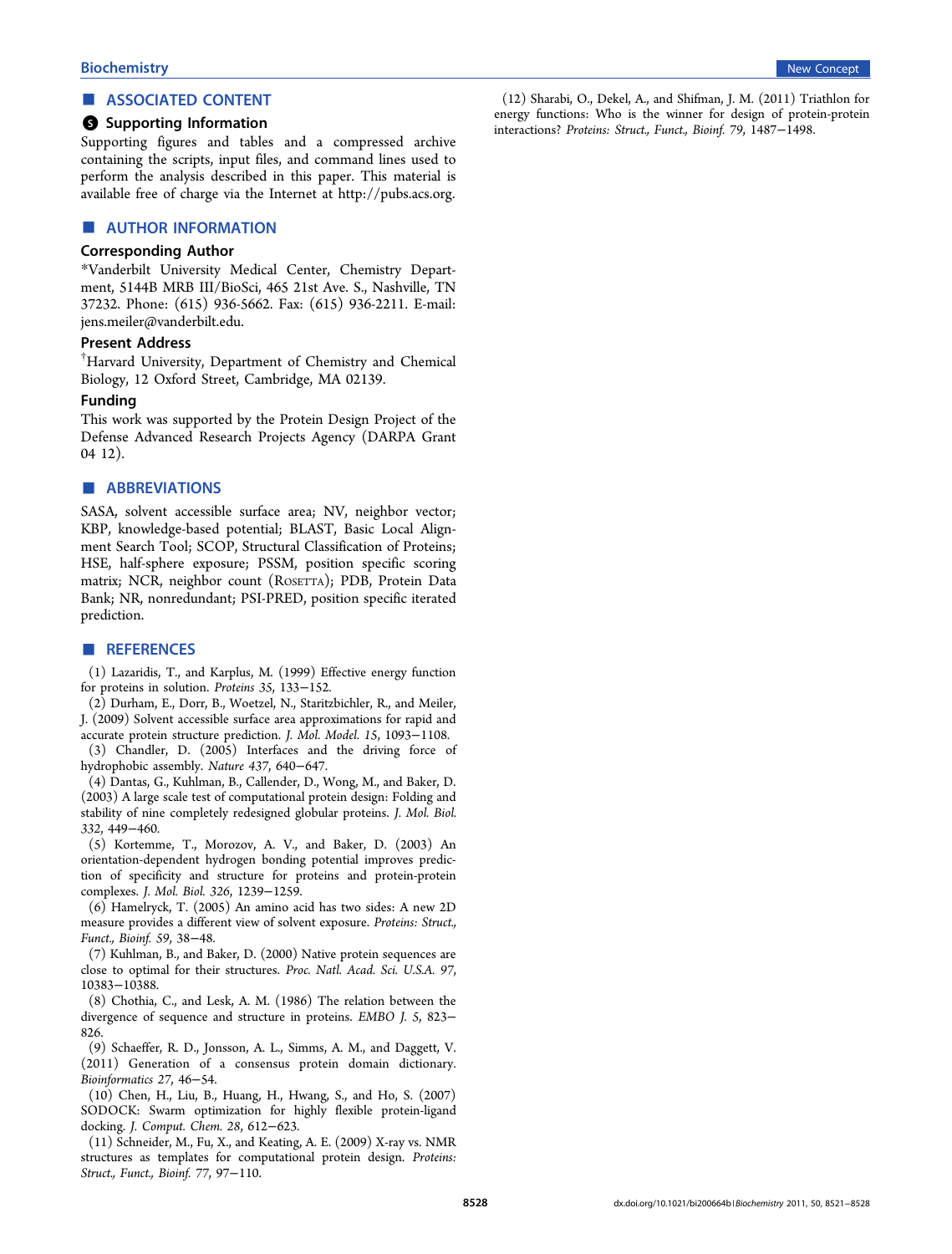## ■ ASSOCIATED CONTENT

### Supporting Information

Supporting figures and tables and a compressed archive containing the scripts, input files, and command lines used to perform the analysis described in this paper. This material is available free of charge via the Internet at http://pubs.acs.org.

## ■ AUTHOR INFORMATION

### Corresponding Author

*Vanderbilt University Medical Center, Chemistry Department, 5144B MRB III/BioSci, 465 21st Ave. S., Nashville, TN 37232. Phone: (615) 936-5662. Fax: (615) 936-2211. E-mail: jens.meiler@vanderbilt.edu.

### Present Address

†Harvard University, Department of Chemistry and Chemical Biology, 12 Oxford Street, Cambridge, MA 02139.

### Funding

This work was supported by the Protein Design Project of the Defense Advanced Research Projects Agency (DARPA Grant 04 12).

## ■ ABBREVIATIONS

SASA, solvent accessible surface area; NV, neighbor vector; KBP, knowledge-based potential; BLAST, Basic Local Alignment Search Tool; SCOP, Structural Classification of Proteins; HSE, half-sphere exposure; PSSM, position specific scoring matrix; NCR, neighbor count (ROSETTA); PDB, Protein Data Bank; NR, nonredundant; PSI-PRED, position specific iterated prediction.

## ■ REFERENCES

(1) Lazaridis, T., and Karplus, M. (1999) Effective energy function for proteins in solution. *Proteins 35*, 133–152.

(2) Durham, E., Dorr, B., Woetzel, N., Staritzbichler, R., and Meiler, J. (2009) Solvent accessible surface area approximations for rapid and accurate protein structure prediction. *J. Mol. Model. 15*, 1093–1108.

(3) Chandler, D. (2005) Interfaces and the driving force of hydrophobic assembly. *Nature 437*, 640–647.

(4) Dantas, G., Kuhlman, B., Callender, D., Wong, M., and Baker, D. (2003) A large scale test of computational protein design: Folding and stability of nine completely redesigned globular proteins. *J. Mol. Biol. 332*, 449–460.

(5) Kortemme, T., Morozov, A. V., and Baker, D. (2003) An orientation-dependent hydrogen bonding potential improves prediction of specificity and structure for proteins and protein-protein complexes. *J. Mol. Biol. 326*, 1239–1259.

(6) Hamelryck, T. (2005) An amino acid has two sides: A new 2D measure provides a different view of solvent exposure. *Proteins: Struct., Funct., Bioinf. 59*, 38–48.

(7) Kuhlman, B., and Baker, D. (2000) Native protein sequences are close to optimal for their structures. *Proc. Natl. Acad. Sci. U.S.A. 97*, 10383–10388.

(8) Chothia, C., and Lesk, A. M. (1986) The relation between the divergence of sequence and structure in proteins. *EMBO J. 5*, 823–826.

(9) Schaeffer, R. D., Jonsson, A. L., Simms, A. M., and Daggett, V. (2011) Generation of a consensus protein domain dictionary. *Bioinformatics 27*, 46–54.

(10) Chen, H., Liu, B., Huang, H., Hwang, S., and Ho, S. (2007) SODOCK: Swarm optimization for highly flexible protein-ligand docking. *J. Comput. Chem. 28*, 612–623.

(11) Schneider, M., Fu, X., and Keating, A. E. (2009) X-ray vs. NMR structures as templates for computational protein design. *Proteins: Struct., Funct., Bioinf. 77*, 97–110.

(12) Sharabi, O., Dekel, A., and Shifman, J. M. (2011) Triathlon for energy functions: Who is the winner for design of protein-protein interactions? *Proteins: Struct., Funct., Bioinf. 79*, 1487–1498.